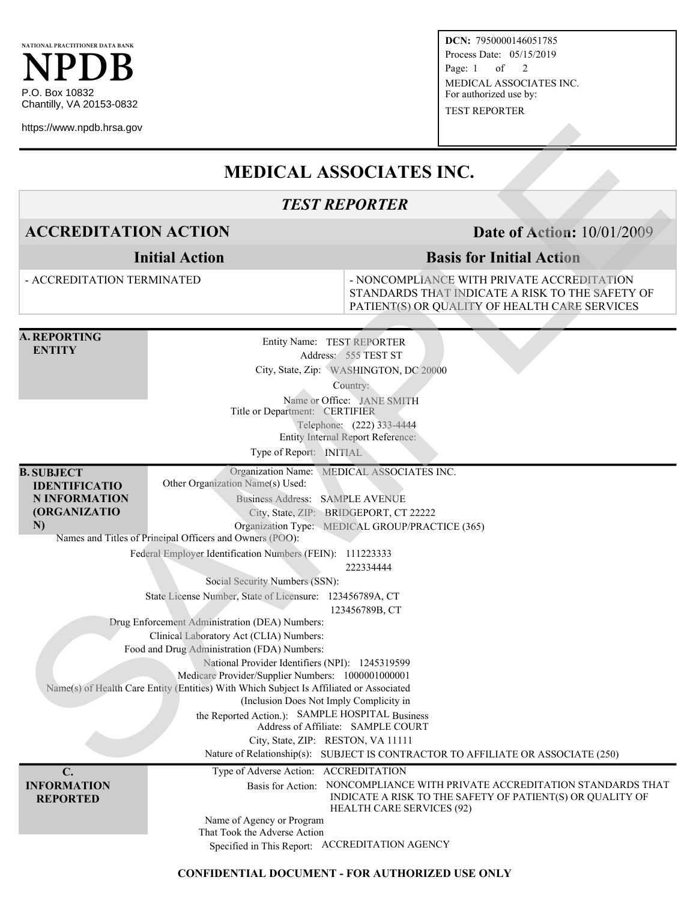NATIONAL PRACTITIONER DATA BANK

# NPDB

P.O. Box 10832
Chantilly, VA 20153-0832

https://www.npdb.hrsa.gov

**DCN:** 7950000146051785
Process Date: 05/15/2019
MEDICAL ASSOCIATES INC.
For authorized use by:
TEST REPORTER

# MEDICAL ASSOCIATES INC.

## *TEST REPORTER*

## ACCREDITATION ACTION — Date of Action: 10/01/2009

| Initial Action | Basis for Initial Action |
| --- | --- |
| - ACCREDITATION TERMINATED | - NONCOMPLIANCE WITH PRIVATE ACCREDITATION STANDARDS THAT INDICATE A RISK TO THE SAFETY OF PATIENT(S) OR QUALITY OF HEALTH CARE SERVICES |

### A. REPORTING ENTITY

Entity Name: TEST REPORTER
Address: 555 TEST ST
City, State, Zip: WASHINGTON, DC 20000
Country:
Name or Office: JANE SMITH
Title or Department: CERTIFIER
Telephone: (222) 333-4444
Entity Internal Report Reference:
Type of Report: INITIAL

### B. SUBJECT IDENTIFICATION INFORMATION (ORGANIZATION)

Organization Name: MEDICAL ASSOCIATES INC.
Other Organization Name(s) Used:
Business Address: SAMPLE AVENUE
City, State, ZIP: BRIDGEPORT, CT 22222
Organization Type: MEDICAL GROUP/PRACTICE (365)
Names and Titles of Principal Officers and Owners (POO):
Federal Employer Identification Numbers (FEIN): 111223333
222334444
Social Security Numbers (SSN):
State License Number, State of Licensure: 123456789A, CT
123456789B, CT
Drug Enforcement Administration (DEA) Numbers:
Clinical Laboratory Act (CLIA) Numbers:
Food and Drug Administration (FDA) Numbers:
National Provider Identifiers (NPI): 1245319599
Medicare Provider/Supplier Numbers: 1000001000001
Name(s) of Health Care Entity (Entities) With Which Subject Is Affiliated or Associated (Inclusion Does Not Imply Complicity in the Reported Action.): SAMPLE HOSPITAL
Business Address of Affiliate: SAMPLE COURT
City, State, ZIP: RESTON, VA 11111
Nature of Relationship(s): SUBJECT IS CONTRACTOR TO AFFILIATE OR ASSOCIATE (250)

### C. INFORMATION REPORTED

Type of Adverse Action: ACCREDITATION
Basis for Action: NONCOMPLIANCE WITH PRIVATE ACCREDITATION STANDARDS THAT INDICATE A RISK TO THE SAFETY OF PATIENT(S) OR QUALITY OF HEALTH CARE SERVICES (92)
Name of Agency or Program That Took the Adverse Action Specified in This Report: ACCREDITATION AGENCY

**CONFIDENTIAL DOCUMENT - FOR AUTHORIZED USE ONLY**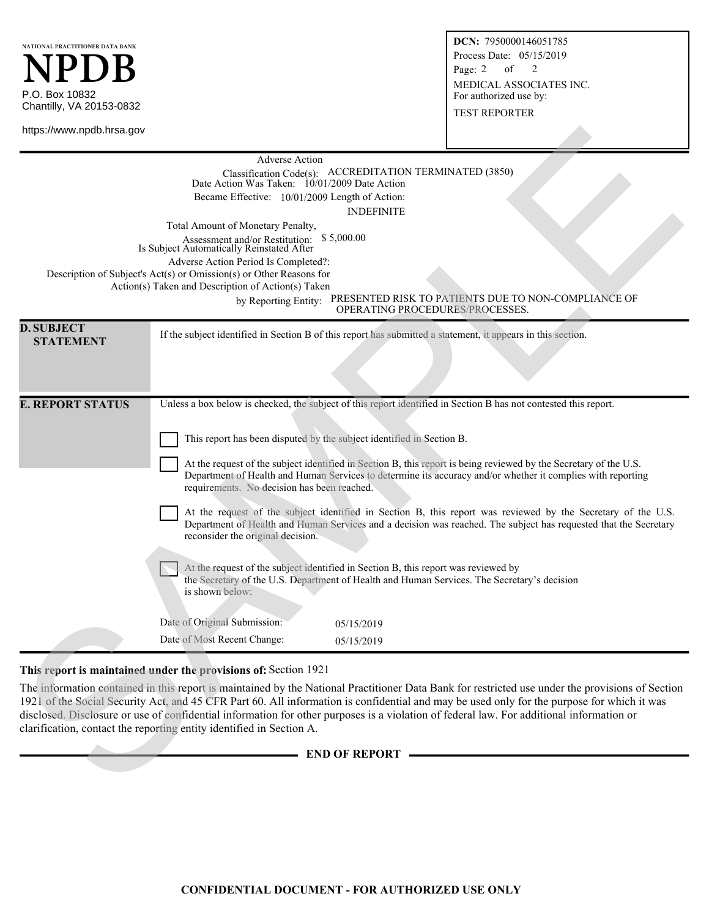NATIONAL PRACTITIONER DATA BANK

# NPDB

P.O. Box 10832
Chantilly, VA 20153-0832

https://www.npdb.hrsa.gov

**DCN:** 7950000146051785
Process Date: 05/15/2019
MEDICAL ASSOCIATES INC.
For authorized use by:
TEST REPORTER

Adverse Action

Classification Code(s): ACCREDITATION TERMINATED (3850)
Date Action Was Taken: 10/01/2009
Date Action Became Effective: 10/01/2009
Length of Action: INDEFINITE
Total Amount of Monetary Penalty, Assessment and/or Restitution: $ 5,000.00
Is Subject Automatically Reinstated After Adverse Action Period Is Completed?:
Description of Subject's Act(s) or Omission(s) or Other Reasons for Action(s) Taken and Description of Action(s) Taken by Reporting Entity: PRESENTED RISK TO PATIENTS DUE TO NON-COMPLIANCE OF OPERATING PROCEDURES/PROCESSES.

## D. SUBJECT STATEMENT

If the subject identified in Section B of this report has submitted a statement, it appears in this section.

## E. REPORT STATUS

Unless a box below is checked, the subject of this report identified in Section B has not contested this report.

- [ ] This report has been disputed by the subject identified in Section B.
- [ ] At the request of the subject identified in Section B, this report is being reviewed by the Secretary of the U.S. Department of Health and Human Services to determine its accuracy and/or whether it complies with reporting requirements. No decision has been reached.
- [ ] At the request of the subject identified in Section B, this report was reviewed by the Secretary of the U.S. Department of Health and Human Services and a decision was reached. The subject has requested that the Secretary reconsider the original decision.
- [ ] At the request of the subject identified in Section B, this report was reviewed by the Secretary of the U.S. Department of Health and Human Services. The Secretary's decision is shown below:

Date of Original Submission: 05/15/2019
Date of Most Recent Change: 05/15/2019

**This report is maintained under the provisions of:** Section 1921

The information contained in this report is maintained by the National Practitioner Data Bank for restricted use under the provisions of Section 1921 of the Social Security Act, and 45 CFR Part 60. All information is confidential and may be used only for the purpose for which it was disclosed. Disclosure or use of confidential information for other purposes is a violation of federal law. For additional information or clarification, contact the reporting entity identified in Section A.

**END OF REPORT**

**CONFIDENTIAL DOCUMENT - FOR AUTHORIZED USE ONLY**